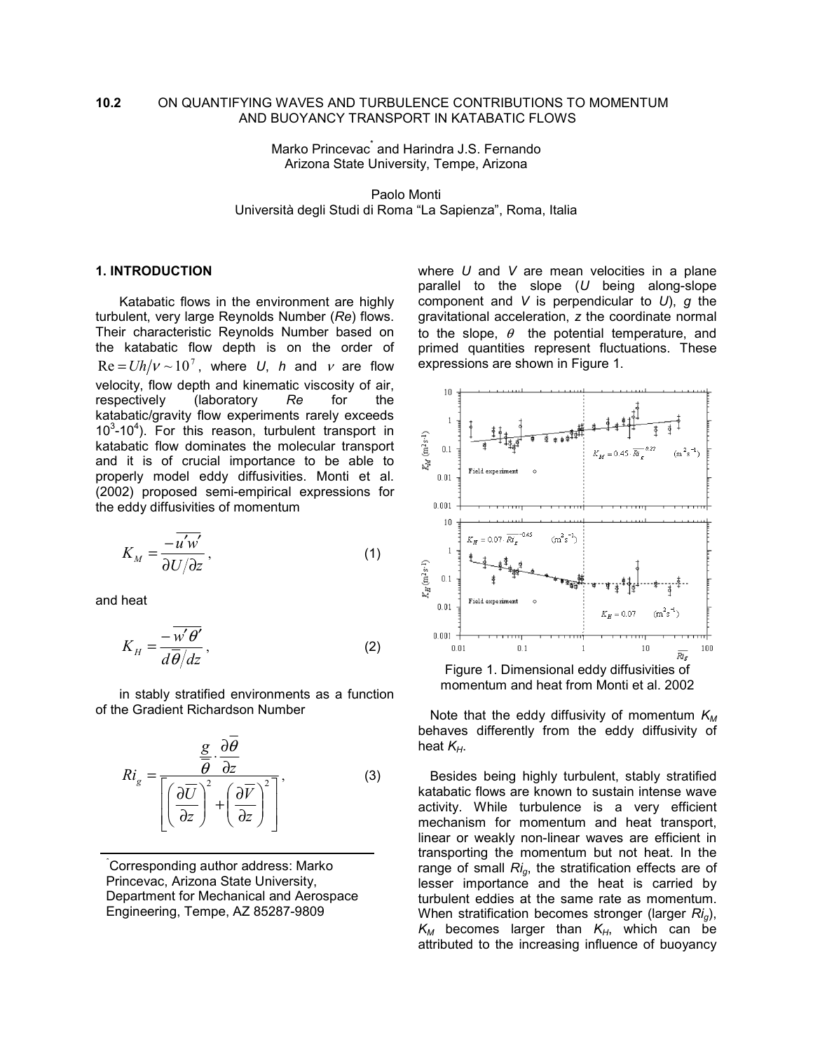**10.2** ON QUANTIFYING WAVES AND TURBULENCE CONTRIBUTIONS TO MOMENTUM AND BUOYANCY TRANSPORT IN KATABATIC FLOWS

Marko Princevac* and Harindra J.S. Fernando
Arizona State University, Tempe, Arizona

Paolo Monti
Università degli Studi di Roma "La Sapienza", Roma, Italia

## 1. INTRODUCTION

Katabatic flows in the environment are highly turbulent, very large Reynolds Number (*Re*) flows. Their characteristic Reynolds Number based on the katabatic flow depth is on the order of $\mathrm{Re} = Uh/\nu \sim 10^7$, where $U$, $h$ and $\nu$ are flow velocity, flow depth and kinematic viscosity of air, respectively (laboratory *Re* for the katabatic/gravity flow experiments rarely exceeds $10^3$-$10^4$). For this reason, turbulent transport in katabatic flow dominates the molecular transport and it is of crucial importance to be able to properly model eddy diffusivities. Monti et al. (2002) proposed semi-empirical expressions for the eddy diffusivities of momentum

$$K_M = \frac{-\overline{u'w'}}{\partial U / \partial z}, \qquad (1)$$

and heat

$$K_H = \frac{-\overline{w'\theta'}}{d\overline{\theta}/dz}, \qquad (2)$$

in stably stratified environments as a function of the Gradient Richardson Number

$$Ri_g = \frac{\dfrac{g}{\overline{\theta}} \cdot \dfrac{\partial \overline{\theta}}{\partial z}}{\left[ \left( \dfrac{\partial \overline{U}}{\partial z} \right)^2 + \left( \dfrac{\partial \overline{V}}{\partial z} \right)^2 \right]}, \qquad (3)$$

where $U$ and $V$ are mean velocities in a plane parallel to the slope ($U$ being along-slope component and $V$ is perpendicular to $U$), $g$ the gravitational acceleration, $z$ the coordinate normal to the slope, $\theta$ the potential temperature, and primed quantities represent fluctuations. These expressions are shown in Figure 1.

Figure 1. Dimensional eddy diffusivities of momentum and heat from Monti et al. 2002

Note that the eddy diffusivity of momentum $K_M$ behaves differently from the eddy diffusivity of heat $K_H$.

Besides being highly turbulent, stably stratified katabatic flows are known to sustain intense wave activity. While turbulence is a very efficient mechanism for momentum and heat transport, linear or weakly non-linear waves are efficient in transporting the momentum but not heat. In the range of small $Ri_g$, the stratification effects are of lesser importance and the heat is carried by turbulent eddies at the same rate as momentum. When stratification becomes stronger (larger $Ri_g$), $K_M$ becomes larger than $K_H$, which can be attributed to the increasing influence of buoyancy

*Corresponding author address: Marko Princevac, Arizona State University, Department for Mechanical and Aerospace Engineering, Tempe, AZ 85287-9809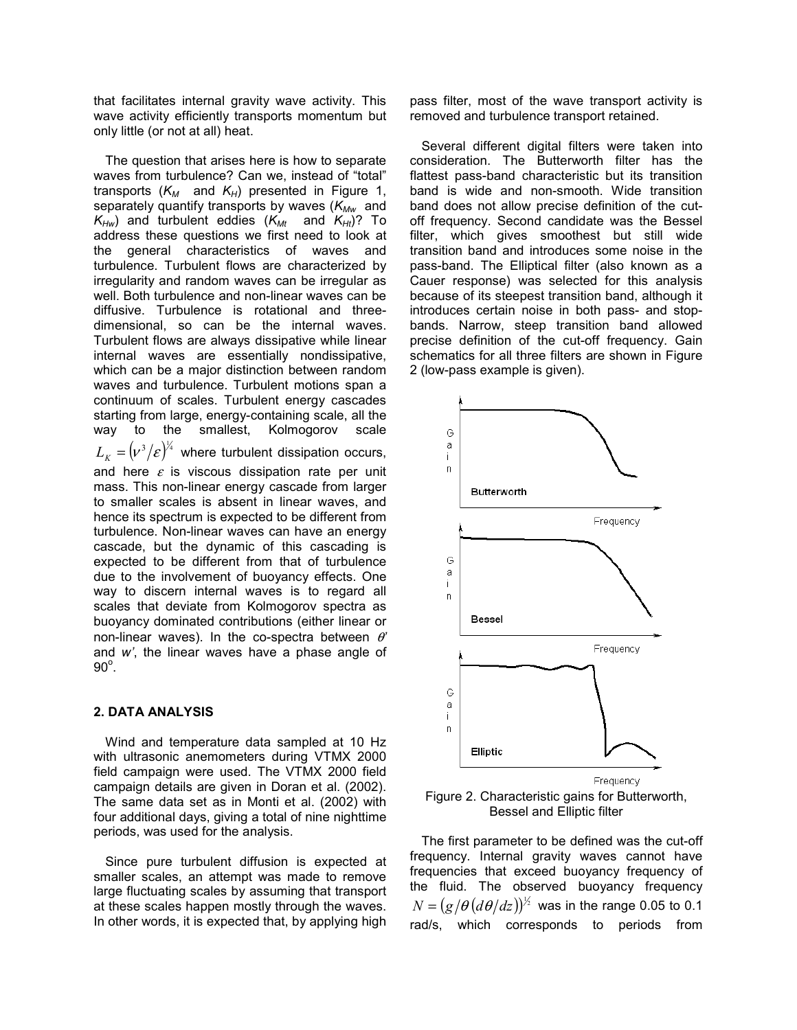that facilitates internal gravity wave activity. This wave activity efficiently transports momentum but only little (or not at all) heat.

The question that arises here is how to separate waves from turbulence? Can we, instead of "total" transports ($K_M$ and $K_H$) presented in Figure 1, separately quantify transports by waves ($K_{Mw}$ and $K_{Hw}$) and turbulent eddies ($K_{Mt}$ and $K_{Ht}$)? To address these questions we first need to look at the general characteristics of waves and turbulence. Turbulent flows are characterized by irregularity and random waves can be irregular as well. Both turbulence and non-linear waves can be diffusive. Turbulence is rotational and three-dimensional, so can be the internal waves. Turbulent flows are always dissipative while linear internal waves are essentially nondissipative, which can be a major distinction between random waves and turbulence. Turbulent motions span a continuum of scales. Turbulent energy cascades starting from large, energy-containing scale, all the way to the smallest, Kolmogorov scale $L_K = \left(\nu^3/\varepsilon\right)^{1/4}$ where turbulent dissipation occurs, and here $\varepsilon$ is viscous dissipation rate per unit mass. This non-linear energy cascade from larger to smaller scales is absent in linear waves, and hence its spectrum is expected to be different from turbulence. Non-linear waves can have an energy cascade, but the dynamic of this cascading is expected to be different from that of turbulence due to the involvement of buoyancy effects. One way to discern internal waves is to regard all scales that deviate from Kolmogorov spectra as buoyancy dominated contributions (either linear or non-linear waves). In the co-spectra between $\theta'$ and $w'$, the linear waves have a phase angle of $90^{\circ}$.

## 2. DATA ANALYSIS

Wind and temperature data sampled at 10 Hz with ultrasonic anemometers during VTMX 2000 field campaign were used. The VTMX 2000 field campaign details are given in Doran et al. (2002). The same data set as in Monti et al. (2002) with four additional days, giving a total of nine nighttime periods, was used for the analysis.

Since pure turbulent diffusion is expected at smaller scales, an attempt was made to remove large fluctuating scales by assuming that transport at these scales happen mostly through the waves. In other words, it is expected that, by applying high pass filter, most of the wave transport activity is removed and turbulence transport retained.

Several different digital filters were taken into consideration. The Butterworth filter has the flattest pass-band characteristic but its transition band is wide and non-smooth. Wide transition band does not allow precise definition of the cut-off frequency. Second candidate was the Bessel filter, which gives smoothest but still wide transition band and introduces some noise in the pass-band. The Elliptical filter (also known as a Cauer response) was selected for this analysis because of its steepest transition band, although it introduces certain noise in both pass- and stop-bands. Narrow, steep transition band allowed precise definition of the cut-off frequency. Gain schematics for all three filters are shown in Figure 2 (low-pass example is given).

Figure 2. Characteristic gains for Butterworth, Bessel and Elliptic filter

The first parameter to be defined was the cut-off frequency. Internal gravity waves cannot have frequencies that exceed buoyancy frequency of the fluid. The observed buoyancy frequency $N = \left(g/\theta\left(d\theta/dz\right)\right)^{1/2}$ was in the range 0.05 to 0.1 rad/s, which corresponds to periods from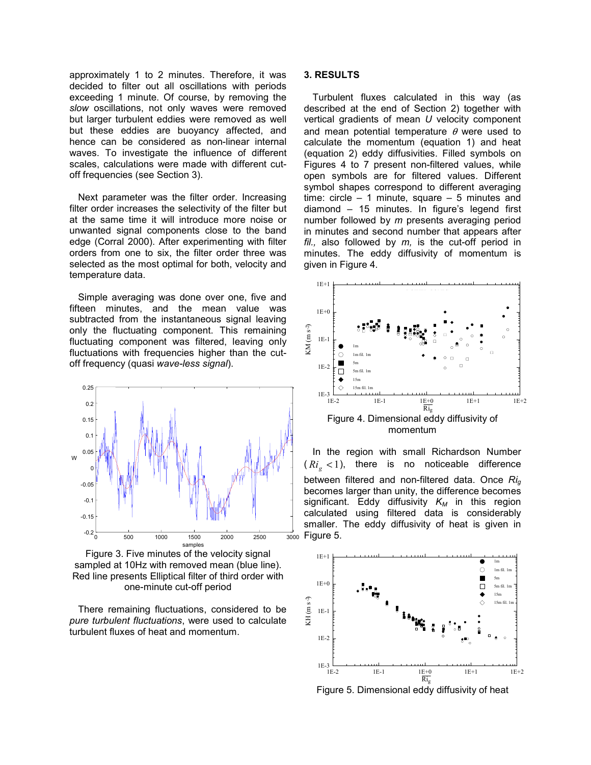approximately 1 to 2 minutes. Therefore, it was decided to filter out all oscillations with periods exceeding 1 minute. Of course, by removing the *slow* oscillations, not only waves were removed but larger turbulent eddies were removed as well but these eddies are buoyancy affected, and hence can be considered as non-linear internal waves. To investigate the influence of different scales, calculations were made with different cut-off frequencies (see Section 3).

Next parameter was the filter order. Increasing filter order increases the selectivity of the filter but at the same time it will introduce more noise or unwanted signal components close to the band edge (Corral 2000). After experimenting with filter orders from one to six, the filter order three was selected as the most optimal for both, velocity and temperature data.

Simple averaging was done over one, five and fifteen minutes, and the mean value was subtracted from the instantaneous signal leaving only the fluctuating component. This remaining fluctuating component was filtered, leaving only fluctuations with frequencies higher than the cut-off frequency (quasi *wave-less signal*).

Figure 3. Five minutes of the velocity signal sampled at 10Hz with removed mean (blue line). Red line presents Elliptical filter of third order with one-minute cut-off period

There remaining fluctuations, considered to be *pure turbulent fluctuations*, were used to calculate turbulent fluxes of heat and momentum.

## 3. RESULTS

Turbulent fluxes calculated in this way (as described at the end of Section 2) together with vertical gradients of mean *U* velocity component and mean potential temperature $\theta$ were used to calculate the momentum (equation 1) and heat (equation 2) eddy diffusivities. Filled symbols on Figures 4 to 7 present non-filtered values, while open symbols are for filtered values. Different symbol shapes correspond to different averaging time: circle – 1 minute, square – 5 minutes and diamond – 15 minutes. In figure's legend first number followed by *m* presents averaging period in minutes and second number that appears after *fil.,* also followed by *m,* is the cut-off period in minutes. The eddy diffusivity of momentum is given in Figure 4.

Figure 4. Dimensional eddy diffusivity of momentum

In the region with small Richardson Number ($Ri_g < 1$), there is no noticeable difference between filtered and non-filtered data. Once $Ri_g$ becomes larger than unity, the difference becomes significant. Eddy diffusivity $K_M$ in this region calculated using filtered data is considerably smaller. The eddy diffusivity of heat is given in Figure 5.

Figure 5. Dimensional eddy diffusivity of heat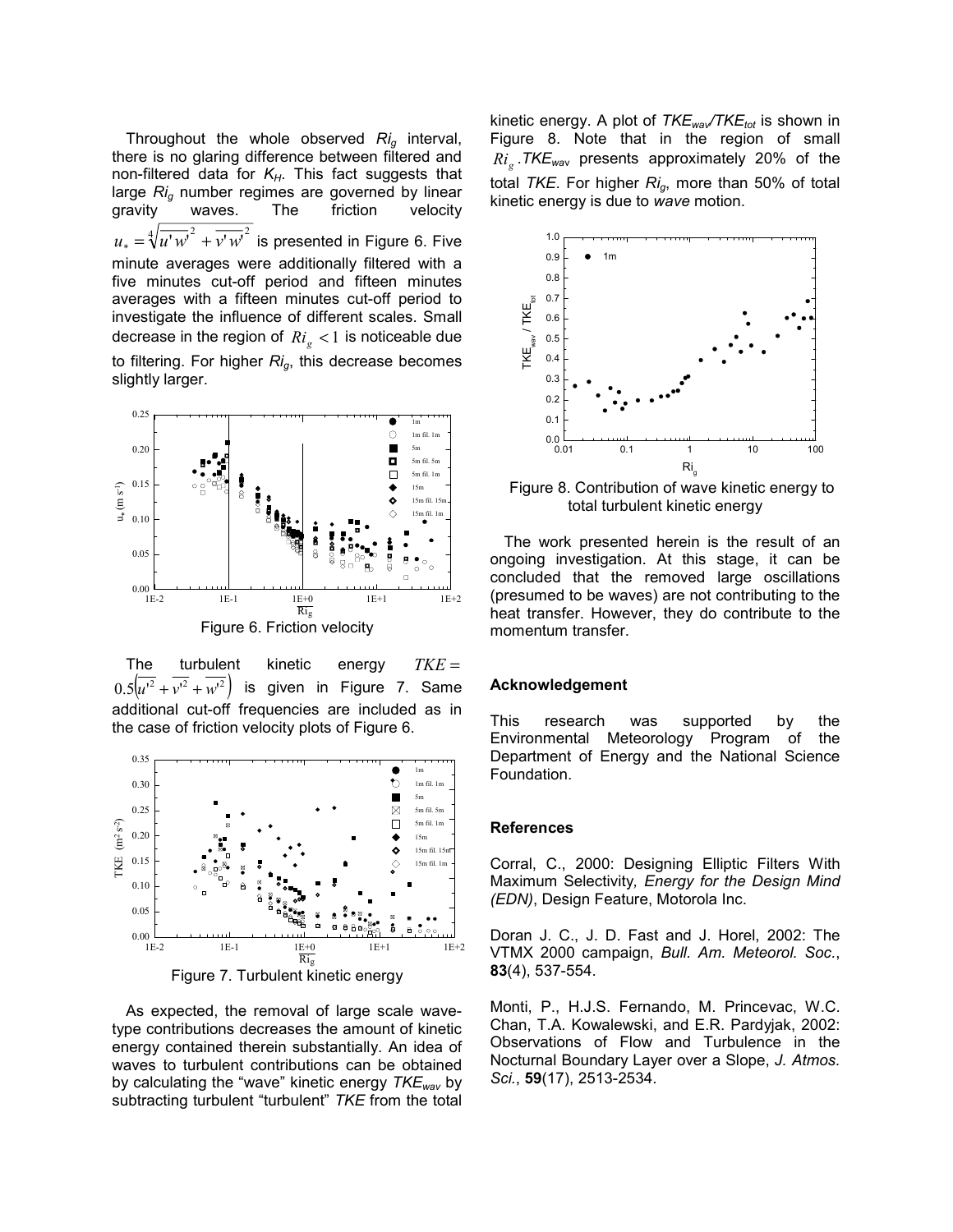Throughout the whole observed $Ri_g$ interval, there is no glaring difference between filtered and non-filtered data for $K_H$. This fact suggests that large $Ri_g$ number regimes are governed by linear gravity waves. The friction velocity $u_* = \sqrt[4]{\overline{u'w'}^2 + \overline{v'w'}^2}$ is presented in Figure 6. Five minute averages were additionally filtered with a five minutes cut-off period and fifteen minutes averages with a fifteen minutes cut-off period to investigate the influence of different scales. Small decrease in the region of $Ri_g < 1$ is noticeable due to filtering. For higher $Ri_g$, this decrease becomes slightly larger.

0.25
0.20
0.15
0.10
0.05
0.00
$u_*$ (m s$^{-1}$)
1E-2
1E-1
1E+0
1E+1
1E+2
$\overline{Ri_g}$
1m
1m fil. 1m
5m
5m fil. 5m
5m fil. 1m
15m
15m fil. 15m
15m fil. 1m

Figure 6. Friction velocity

The turbulent kinetic energy $TKE = 0.5\left(\overline{u'^2} + \overline{v'^2} + \overline{w'^2}\right)$ is given in Figure 7. Same additional cut-off frequencies are included as in the case of friction velocity plots of Figure 6.

0.35
0.30
0.25
0.20
0.15
0.10
0.05
0.00
TKE (m$^2$ s$^{-2}$)
1E-2
1E-1
1E+0
1E+1
1E+2
$\overline{Ri_g}$
1m
1m fil. 1m
5m
5m fil. 5m
5m fil. 1m
15m
15m fil. 15m
15m fil. 1m

Figure 7. Turbulent kinetic energy

As expected, the removal of large scale wave-type contributions decreases the amount of kinetic energy contained therein substantially. An idea of waves to turbulent contributions can be obtained by calculating the "wave" kinetic energy $TKE_{wav}$ by subtracting turbulent "turbulent" $TKE$ from the total kinetic energy. A plot of $TKE_{wav}/TKE_{tot}$ is shown in Figure 8. Note that in the region of small $Ri_g$. $TKE_{wav}$ presents approximately 20% of the total $TKE$. For higher $Ri_g$, more than 50% of total kinetic energy is due to *wave* motion.

1.0
0.9
0.8
0.7
0.6
0.5
0.4
0.3
0.2
0.1
0.0
$TKE_{wav}$ / $TKE_{tot}$
0.01
0.1
1
10
100
$Ri_g$
1m

Figure 8. Contribution of wave kinetic energy to total turbulent kinetic energy

The work presented herein is the result of an ongoing investigation. At this stage, it can be concluded that the removed large oscillations (presumed to be waves) are not contributing to the heat transfer. However, they do contribute to the momentum transfer.

#### Acknowledgement

This research was supported by the Environmental Meteorology Program of the Department of Energy and the National Science Foundation.

#### References

Corral, C., 2000: Designing Elliptic Filters With Maximum Selectivity, *Energy for the Design Mind (EDN)*, Design Feature, Motorola Inc.

Doran J. C., J. D. Fast and J. Horel, 2002: The VTMX 2000 campaign, *Bull. Am. Meteorol. Soc.*, **83**(4), 537-554.

Monti, P., H.J.S. Fernando, M. Princevac, W.C. Chan, T.A. Kowalewski, and E.R. Pardyjak, 2002: Observations of Flow and Turbulence in the Nocturnal Boundary Layer over a Slope, *J. Atmos. Sci.*, **59**(17), 2513-2534.